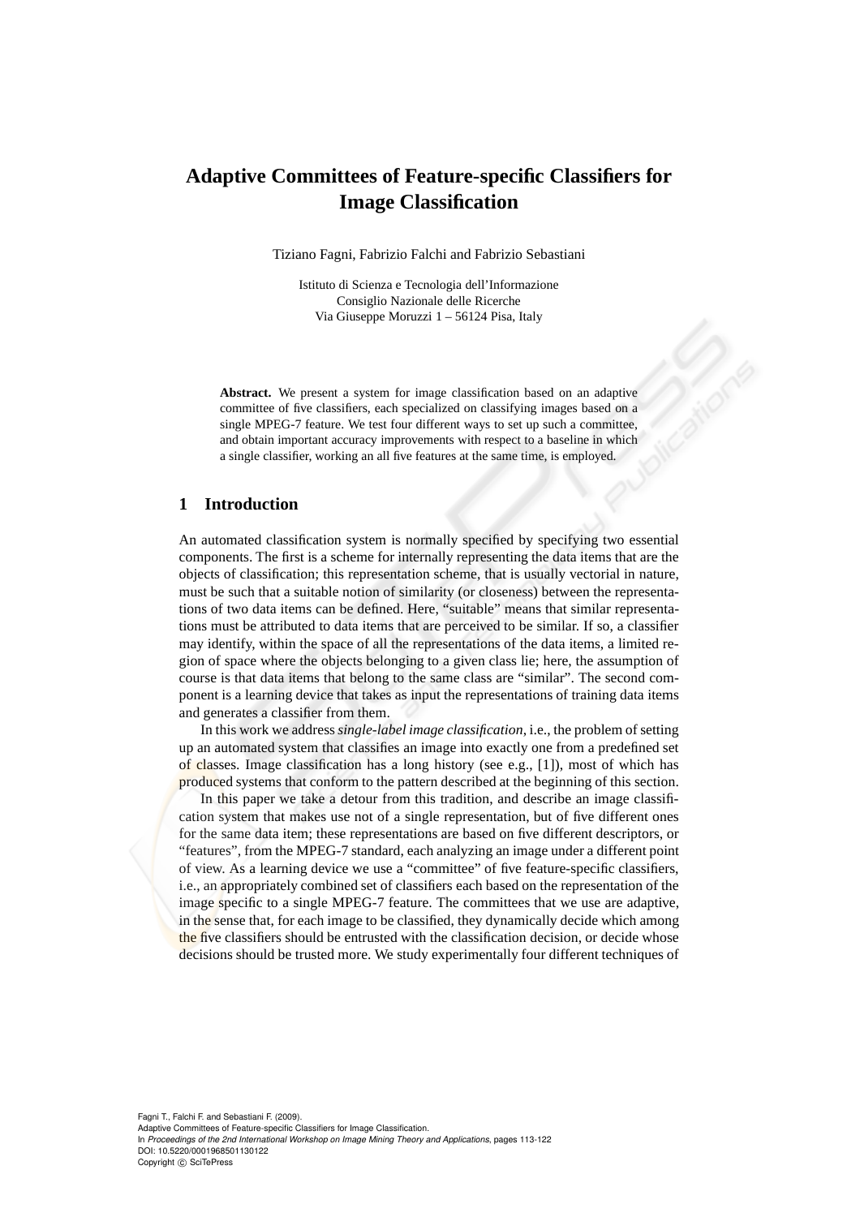# Adaptive Committees of Feature-specific Classifiers for Image Classification

Tiziano Fagni, Fabrizio Falchi and Fabrizio Sebastiani

Istituto di Scienza e Tecnologia dell'Informazione
Consiglio Nazionale delle Ricerche
Via Giuseppe Moruzzi 1 – 56124 Pisa, Italy

**Abstract.** We present a system for image classification based on an adaptive committee of five classifiers, each specialized on classifying images based on a single MPEG-7 feature. We test four different ways to set up such a committee, and obtain important accuracy improvements with respect to a baseline in which a single classifier, working an all five features at the same time, is employed.

## 1 Introduction

An automated classification system is normally specified by specifying two essential components. The first is a scheme for internally representing the data items that are the objects of classification; this representation scheme, that is usually vectorial in nature, must be such that a suitable notion of similarity (or closeness) between the representations of two data items can be defined. Here, "suitable" means that similar representations must be attributed to data items that are perceived to be similar. If so, a classifier may identify, within the space of all the representations of the data items, a limited region of space where the objects belonging to a given class lie; here, the assumption of course is that data items that belong to the same class are "similar". The second component is a learning device that takes as input the representations of training data items and generates a classifier from them.

In this work we address *single-label image classification*, i.e., the problem of setting up an automated system that classifies an image into exactly one from a predefined set of classes. Image classification has a long history (see e.g., [1]), most of which has produced systems that conform to the pattern described at the beginning of this section.

In this paper we take a detour from this tradition, and describe an image classification system that makes use not of a single representation, but of five different ones for the same data item; these representations are based on five different descriptors, or "features", from the MPEG-7 standard, each analyzing an image under a different point of view. As a learning device we use a "committee" of five feature-specific classifiers, i.e., an appropriately combined set of classifiers each based on the representation of the image specific to a single MPEG-7 feature. The committees that we use are adaptive, in the sense that, for each image to be classified, they dynamically decide which among the five classifiers should be entrusted with the classification decision, or decide whose decisions should be trusted more. We study experimentally four different techniques of

Fagni T., Falchi F. and Sebastiani F. (2009).
Adaptive Committees of Feature-specific Classifiers for Image Classification.
In *Proceedings of the 2nd International Workshop on Image Mining Theory and Applications*, pages 113-122
DOI: 10.5220/0001968501130122
Copyright © SciTePress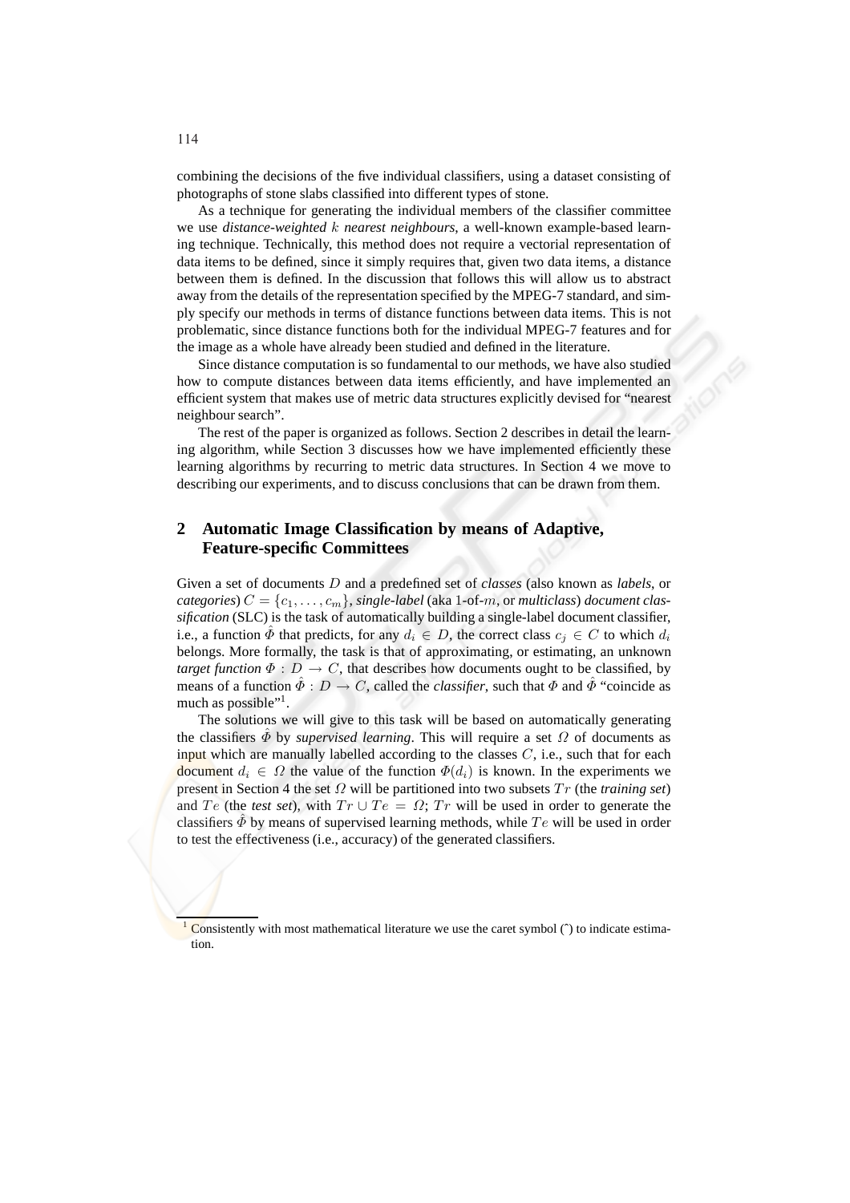combining the decisions of the five individual classifiers, using a dataset consisting of photographs of stone slabs classified into different types of stone.

As a technique for generating the individual members of the classifier committee we use *distance-weighted $k$ nearest neighbours*, a well-known example-based learning technique. Technically, this method does not require a vectorial representation of data items to be defined, since it simply requires that, given two data items, a distance between them is defined. In the discussion that follows this will allow us to abstract away from the details of the representation specified by the MPEG-7 standard, and simply specify our methods in terms of distance functions between data items. This is not problematic, since distance functions both for the individual MPEG-7 features and for the image as a whole have already been studied and defined in the literature.

Since distance computation is so fundamental to our methods, we have also studied how to compute distances between data items efficiently, and have implemented an efficient system that makes use of metric data structures explicitly devised for "nearest neighbour search".

The rest of the paper is organized as follows. Section 2 describes in detail the learning algorithm, while Section 3 discusses how we have implemented efficiently these learning algorithms by recurring to metric data structures. In Section 4 we move to describing our experiments, and to discuss conclusions that can be drawn from them.

## 2 Automatic Image Classification by means of Adaptive, Feature-specific Committees

Given a set of documents $D$ and a predefined set of *classes* (also known as *labels*, or *categories*) $C = \{c_1, \ldots, c_m\}$, *single-label* (aka 1-of-$m$, or *multiclass*) *document classification* (SLC) is the task of automatically building a single-label document classifier, i.e., a function $\hat{\Phi}$ that predicts, for any $d_i \in D$, the correct class $c_j \in C$ to which $d_i$ belongs. More formally, the task is that of approximating, or estimating, an unknown *target function* $\Phi : D \rightarrow C$, that describes how documents ought to be classified, by means of a function $\hat{\Phi} : D \rightarrow C$, called the *classifier*, such that $\Phi$ and $\hat{\Phi}$ "coincide as much as possible"[1].

The solutions we will give to this task will be based on automatically generating the classifiers $\hat{\Phi}$ by *supervised learning*. This will require a set $\Omega$ of documents as input which are manually labelled according to the classes $C$, i.e., such that for each document $d_i \in \Omega$ the value of the function $\Phi(d_i)$ is known. In the experiments we present in Section 4 the set $\Omega$ will be partitioned into two subsets $Tr$ (the *training set*) and $Te$ (the *test set*), with $Tr \cup Te = \Omega$; $Tr$ will be used in order to generate the classifiers $\hat{\Phi}$ by means of supervised learning methods, while $Te$ will be used in order to test the effectiveness (i.e., accuracy) of the generated classifiers.

[1] Consistently with most mathematical literature we use the caret symbol (ˆ) to indicate estimation.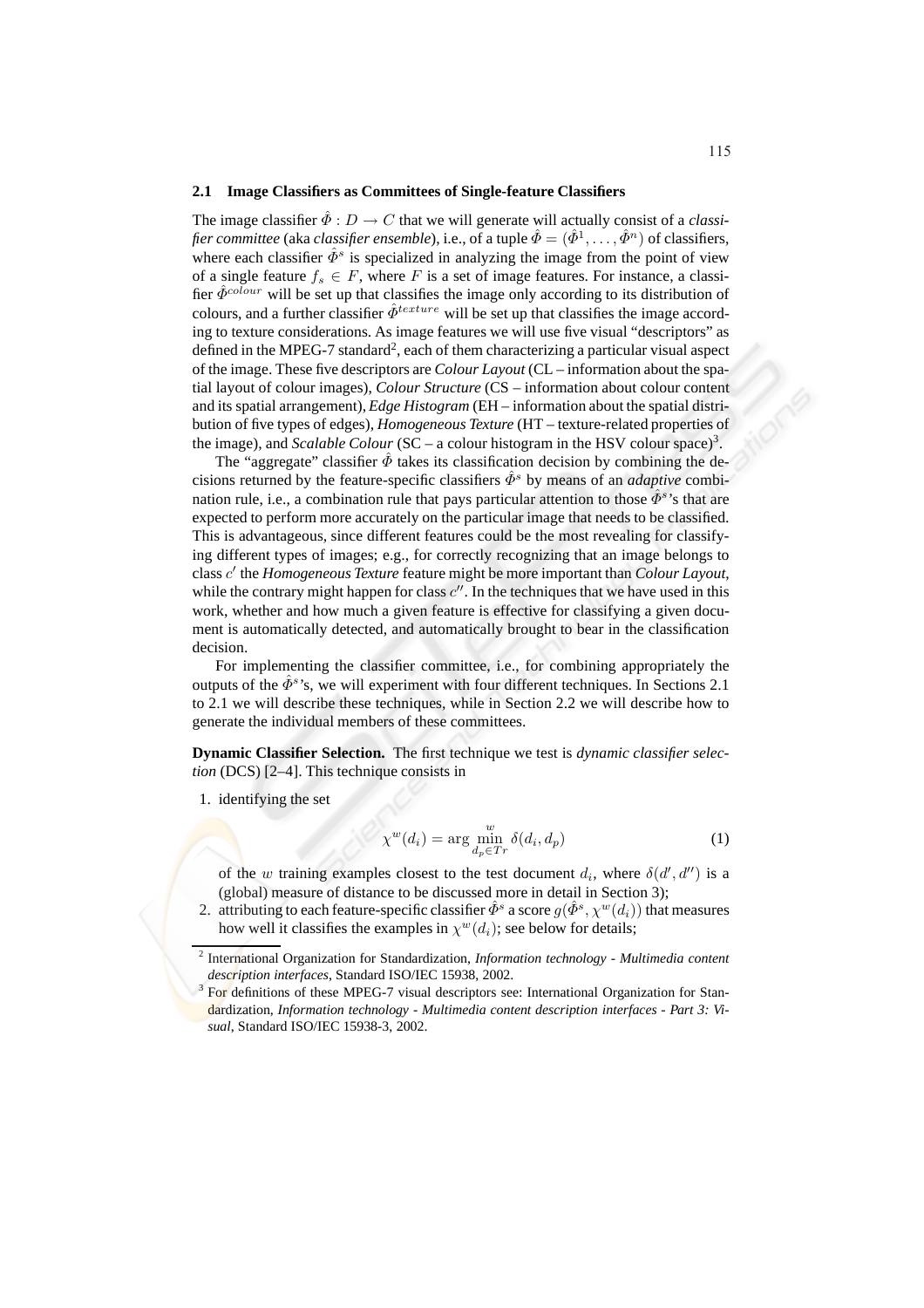### 2.1 Image Classifiers as Committees of Single-feature Classifiers

The image classifier $\hat{\Phi} : D \rightarrow C$ that we will generate will actually consist of a *classifier committee* (aka *classifier ensemble*), i.e., of a tuple $\hat{\Phi} = (\hat{\Phi}^1, \ldots, \hat{\Phi}^n)$ of classifiers, where each classifier $\hat{\Phi}^s$ is specialized in analyzing the image from the point of view of a single feature $f_s \in F$, where $F$ is a set of image features. For instance, a classifier $\hat{\Phi}^{colour}$ will be set up that classifies the image only according to its distribution of colours, and a further classifier $\hat{\Phi}^{texture}$ will be set up that classifies the image according to texture considerations. As image features we will use five visual "descriptors" as defined in the MPEG-7 standard[2], each of them characterizing a particular visual aspect of the image. These five descriptors are *Colour Layout* (CL – information about the spatial layout of colour images), *Colour Structure* (CS – information about colour content and its spatial arrangement), *Edge Histogram* (EH – information about the spatial distribution of five types of edges), *Homogeneous Texture* (HT – texture-related properties of the image), and *Scalable Colour* (SC – a colour histogram in the HSV colour space)[3].

The "aggregate" classifier $\hat{\Phi}$ takes its classification decision by combining the decisions returned by the feature-specific classifiers $\hat{\Phi}^s$ by means of an *adaptive* combination rule, i.e., a combination rule that pays particular attention to those $\hat{\Phi}^s$'s that are expected to perform more accurately on the particular image that needs to be classified. This is advantageous, since different features could be the most revealing for classifying different types of images; e.g., for correctly recognizing that an image belongs to class $c'$ the *Homogeneous Texture* feature might be more important than *Colour Layout*, while the contrary might happen for class $c''$. In the techniques that we have used in this work, whether and how much a given feature is effective for classifying a given document is automatically detected, and automatically brought to bear in the classification decision.

For implementing the classifier committee, i.e., for combining appropriately the outputs of the $\hat{\Phi}^s$'s, we will experiment with four different techniques. In Sections 2.1 to 2.1 we will describe these techniques, while in Section 2.2 we will describe how to generate the individual members of these committees.

**Dynamic Classifier Selection.** The first technique we test is *dynamic classifier selection* (DCS) [2–4]. This technique consists in

1. identifying the set

$$\chi^w(d_i) = \arg \overset{w}{\underset{d_p \in Tr}{\min}} \, \delta(d_i, d_p) \tag{1}$$

   of the $w$ training examples closest to the test document $d_i$, where $\delta(d', d'')$ is a (global) measure of distance to be discussed more in detail in Section 3);
2. attributing to each feature-specific classifier $\hat{\Phi}^s$ a score $g(\hat{\Phi}^s, \chi^w(d_i))$ that measures how well it classifies the examples in $\chi^w(d_i)$; see below for details;

---

[2] International Organization for Standardization, *Information technology - Multimedia content description interfaces*, Standard ISO/IEC 15938, 2002.

[3] For definitions of these MPEG-7 visual descriptors see: International Organization for Standardization, *Information technology - Multimedia content description interfaces - Part 3: Visual*, Standard ISO/IEC 15938-3, 2002.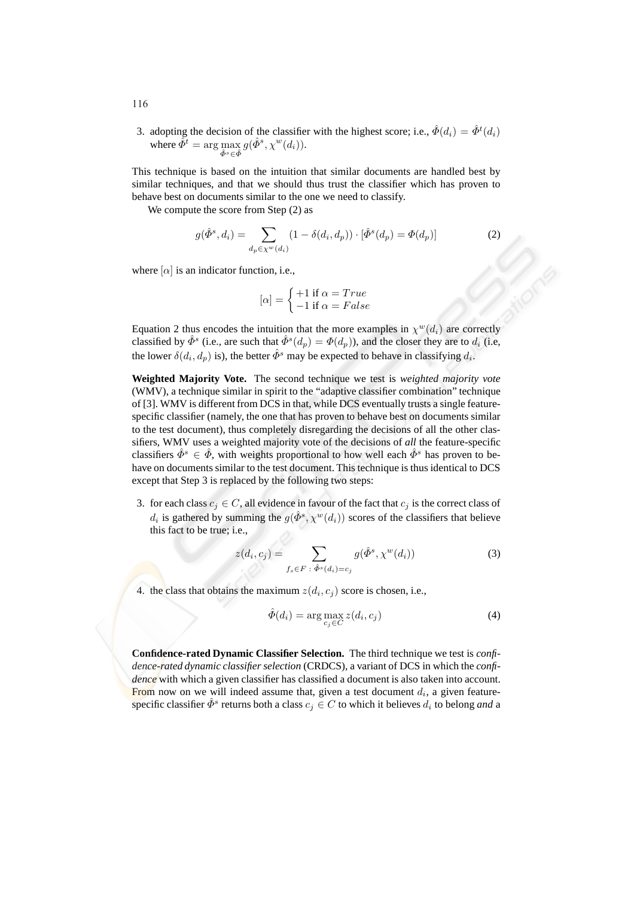3. adopting the decision of the classifier with the highest score; i.e., $\hat{\Phi}(d_i) = \hat{\Phi}^t(d_i)$ where $\hat{\Phi}^t = \arg\max_{\hat{\Phi}^s \in \hat{\Phi}} g(\hat{\Phi}^s, \chi^w(d_i))$.

This technique is based on the intuition that similar documents are handled best by similar techniques, and that we should thus trust the classifier which has proven to behave best on documents similar to the one we need to classify.

We compute the score from Step (2) as

$$g(\hat{\Phi}^s, d_i) = \sum_{d_p \in \chi^w(d_i)} (1 - \delta(d_i, d_p)) \cdot [\hat{\Phi}^s(d_p) = \Phi(d_p)] \tag{2}$$

where $[\alpha]$ is an indicator function, i.e.,

$$[\alpha] = \begin{cases} +1 \text{ if } \alpha = True \\ -1 \text{ if } \alpha = False \end{cases}$$

Equation 2 thus encodes the intuition that the more examples in $\chi^w(d_i)$ are correctly classified by $\hat{\Phi}^s$ (i.e., are such that $\hat{\Phi}^s(d_p) = \Phi(d_p)$), and the closer they are to $d_i$ (i.e, the lower $\delta(d_i, d_p)$ is), the better $\hat{\Phi}^s$ may be expected to behave in classifying $d_i$.

**Weighted Majority Vote.** The second technique we test is *weighted majority vote* (WMV), a technique similar in spirit to the "adaptive classifier combination" technique of [3]. WMV is different from DCS in that, while DCS eventually trusts a single feature-specific classifier (namely, the one that has proven to behave best on documents similar to the test document), thus completely disregarding the decisions of all the other classifiers, WMV uses a weighted majority vote of the decisions of *all* the feature-specific classifiers $\hat{\Phi}^s \in \hat{\Phi}$, with weights proportional to how well each $\hat{\Phi}^s$ has proven to behave on documents similar to the test document. This technique is thus identical to DCS except that Step 3 is replaced by the following two steps:

3. for each class $c_j \in C$, all evidence in favour of the fact that $c_j$ is the correct class of $d_i$ is gathered by summing the $g(\hat{\Phi}^s, \chi^w(d_i))$ scores of the classifiers that believe this fact to be true; i.e.,

$$z(d_i, c_j) = \sum_{f_s \in F \,:\, \hat{\Phi}^s(d_i) = c_j} g(\hat{\Phi}^s, \chi^w(d_i)) \tag{3}$$

4. the class that obtains the maximum $z(d_i, c_j)$ score is chosen, i.e.,

$$\hat{\Phi}(d_i) = \arg\max_{c_j \in C} z(d_i, c_j) \tag{4}$$

**Confidence-rated Dynamic Classifier Selection.** The third technique we test is *confidence-rated dynamic classifier selection* (CRDCS), a variant of DCS in which the *confidence* with which a given classifier has classified a document is also taken into account. From now on we will indeed assume that, given a test document $d_i$, a given feature-specific classifier $\hat{\Phi}^s$ returns both a class $c_j \in C$ to which it believes $d_i$ to belong *and* a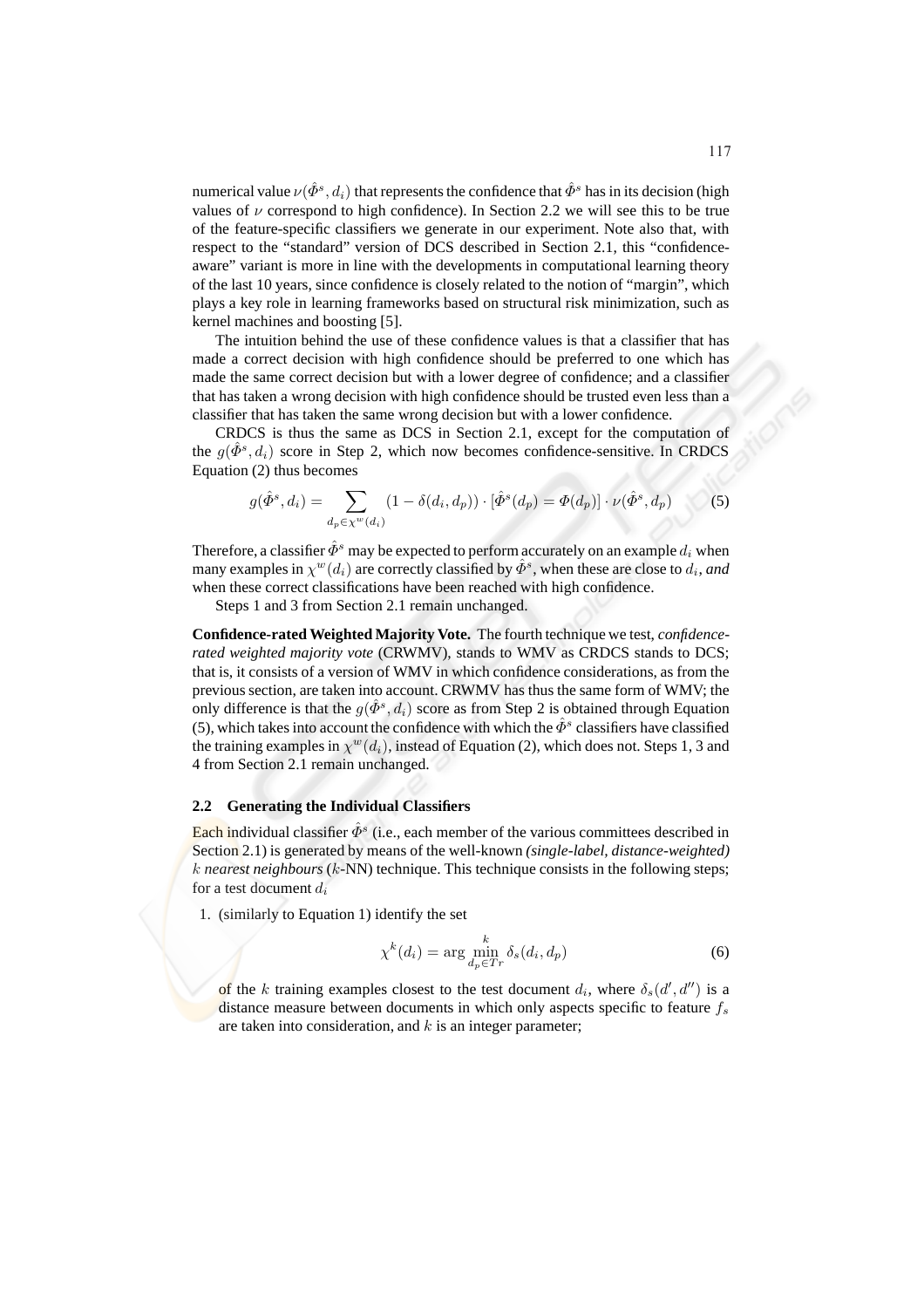numerical value $\nu(\hat{\Phi}^s, d_i)$ that represents the confidence that $\hat{\Phi}^s$ has in its decision (high values of $\nu$ correspond to high confidence). In Section 2.2 we will see this to be true of the feature-specific classifiers we generate in our experiment. Note also that, with respect to the "standard" version of DCS described in Section 2.1, this "confidence-aware" variant is more in line with the developments in computational learning theory of the last 10 years, since confidence is closely related to the notion of "margin", which plays a key role in learning frameworks based on structural risk minimization, such as kernel machines and boosting [5].

The intuition behind the use of these confidence values is that a classifier that has made a correct decision with high confidence should be preferred to one which has made the same correct decision but with a lower degree of confidence; and a classifier that has taken a wrong decision with high confidence should be trusted even less than a classifier that has taken the same wrong decision but with a lower confidence.

CRDCS is thus the same as DCS in Section 2.1, except for the computation of the $g(\hat{\Phi}^s, d_i)$ score in Step 2, which now becomes confidence-sensitive. In CRDCS Equation (2) thus becomes

$$g(\hat{\Phi}^s, d_i) = \sum_{d_p \in \chi^w(d_i)} (1 - \delta(d_i, d_p)) \cdot [\hat{\Phi}^s(d_p) = \Phi(d_p)] \cdot \nu(\hat{\Phi}^s, d_p) \quad (5)$$

Therefore, a classifier $\hat{\Phi}^s$ may be expected to perform accurately on an example $d_i$ when many examples in $\chi^w(d_i)$ are correctly classified by $\hat{\Phi}^s$, when these are close to $d_i$, *and* when these correct classifications have been reached with high confidence.

Steps 1 and 3 from Section 2.1 remain unchanged.

**Confidence-rated Weighted Majority Vote.** The fourth technique we test, *confidence-rated weighted majority vote* (CRWMV), stands to WMV as CRDCS stands to DCS; that is, it consists of a version of WMV in which confidence considerations, as from the previous section, are taken into account. CRWMV has thus the same form of WMV; the only difference is that the $g(\hat{\Phi}^s, d_i)$ score as from Step 2 is obtained through Equation (5), which takes into account the confidence with which the $\hat{\Phi}^s$ classifiers have classified the training examples in $\chi^w(d_i)$, instead of Equation (2), which does not. Steps 1, 3 and 4 from Section 2.1 remain unchanged.

### 2.2 Generating the Individual Classifiers

Each individual classifier $\hat{\Phi}^s$ (i.e., each member of the various committees described in Section 2.1) is generated by means of the well-known *(single-label, distance-weighted) $k$ nearest neighbours* ($k$-NN) technique. This technique consists in the following steps; for a test document $d_i$

1. (similarly to Equation 1) identify the set

$$\chi^k(d_i) = \arg \overset{k}{\min_{d_p \in Tr}} \delta_s(d_i, d_p) \quad (6)$$

   of the $k$ training examples closest to the test document $d_i$, where $\delta_s(d', d'')$ is a distance measure between documents in which only aspects specific to feature $f_s$ are taken into consideration, and $k$ is an integer parameter;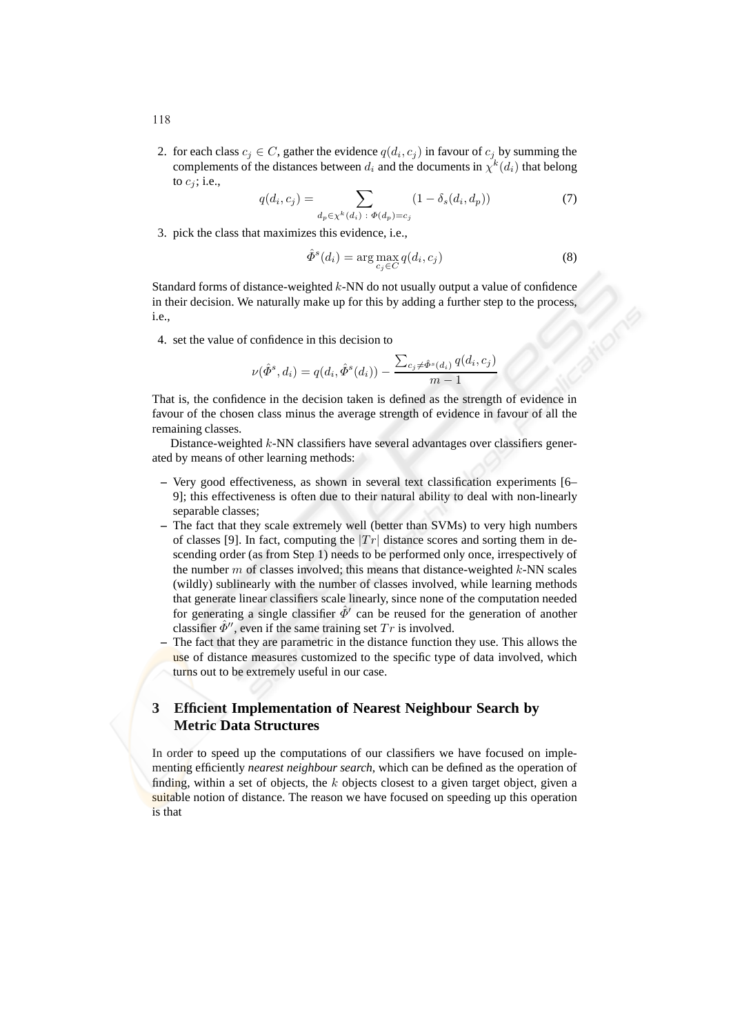2. for each class $c_j \in C$, gather the evidence $q(d_i, c_j)$ in favour of $c_j$ by summing the complements of the distances between $d_i$ and the documents in $\chi^k(d_i)$ that belong to $c_j$; i.e.,

$$q(d_i, c_j) = \sum_{d_p \in \chi^k(d_i) \,:\, \Phi(d_p) = c_j} (1 - \delta_s(d_i, d_p)) \tag{7}$$

3. pick the class that maximizes this evidence, i.e.,

$$\hat{\Phi}^s(d_i) = \arg\max_{c_j \in C} q(d_i, c_j) \tag{8}$$

Standard forms of distance-weighted $k$-NN do not usually output a value of confidence in their decision. We naturally make up for this by adding a further step to the process, i.e.,

4. set the value of confidence in this decision to

$$\nu(\hat{\Phi}^s, d_i) = q(d_i, \hat{\Phi}^s(d_i)) - \frac{\sum_{c_j \neq \hat{\Phi}^s(d_i)} q(d_i, c_j)}{m - 1}$$

That is, the confidence in the decision taken is defined as the strength of evidence in favour of the chosen class minus the average strength of evidence in favour of all the remaining classes.

Distance-weighted $k$-NN classifiers have several advantages over classifiers generated by means of other learning methods:

- Very good effectiveness, as shown in several text classification experiments [6–9]; this effectiveness is often due to their natural ability to deal with non-linearly separable classes;
- The fact that they scale extremely well (better than SVMs) to very high numbers of classes [9]. In fact, computing the $|Tr|$ distance scores and sorting them in descending order (as from Step 1) needs to be performed only once, irrespectively of the number $m$ of classes involved; this means that distance-weighted $k$-NN scales (wildly) sublinearly with the number of classes involved, while learning methods that generate linear classifiers scale linearly, since none of the computation needed for generating a single classifier $\hat{\Phi}'$ can be reused for the generation of another classifier $\hat{\Phi}''$, even if the same training set $Tr$ is involved.
- The fact that they are parametric in the distance function they use. This allows the use of distance measures customized to the specific type of data involved, which turns out to be extremely useful in our case.

## 3 Efficient Implementation of Nearest Neighbour Search by Metric Data Structures

In order to speed up the computations of our classifiers we have focused on implementing efficiently *nearest neighbour search*, which can be defined as the operation of finding, within a set of objects, the $k$ objects closest to a given target object, given a suitable notion of distance. The reason we have focused on speeding up this operation is that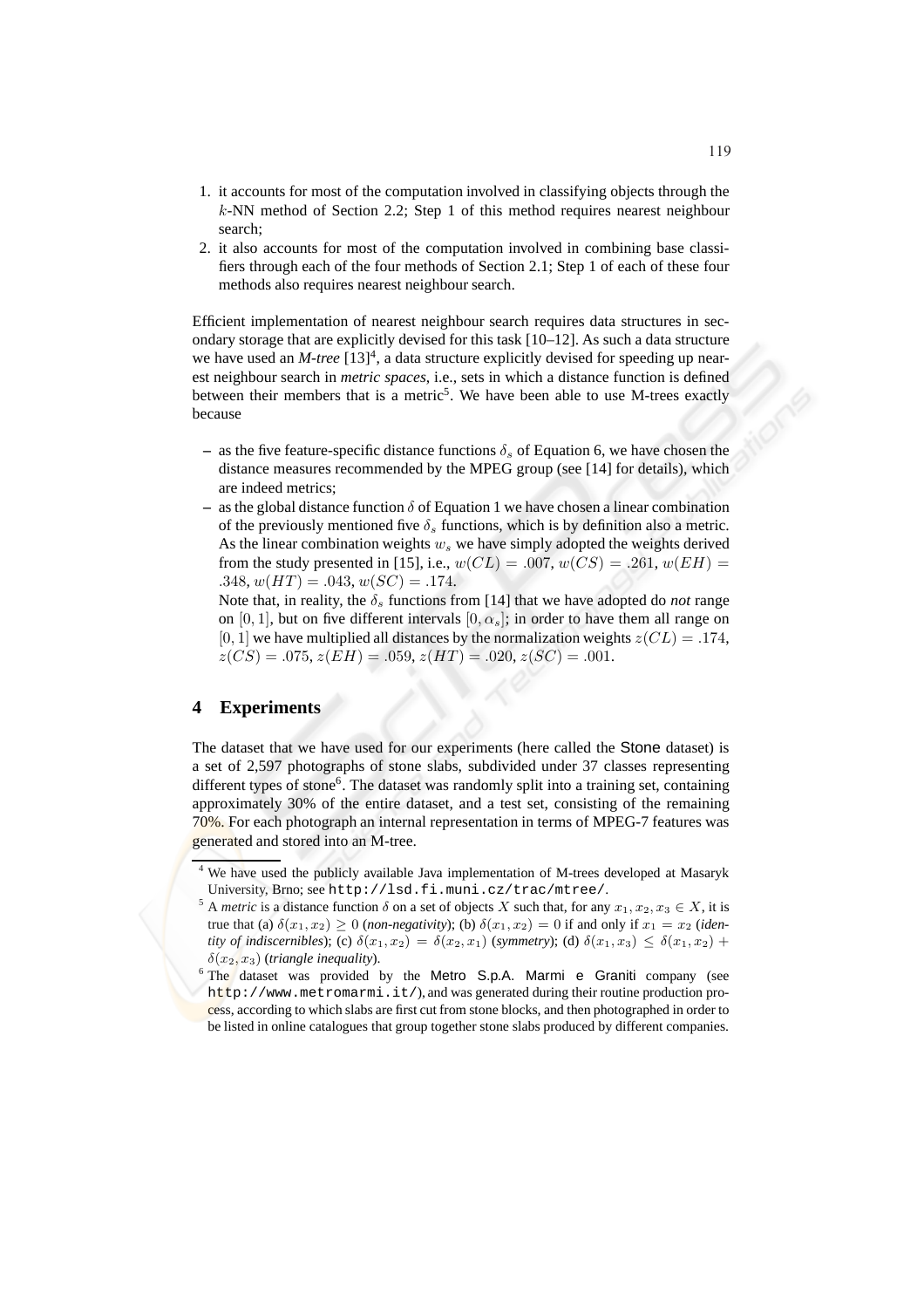1. it accounts for most of the computation involved in classifying objects through the $k$-NN method of Section 2.2; Step 1 of this method requires nearest neighbour search;
2. it also accounts for most of the computation involved in combining base classifiers through each of the four methods of Section 2.1; Step 1 of each of these four methods also requires nearest neighbour search.

Efficient implementation of nearest neighbour search requires data structures in secondary storage that are explicitly devised for this task [10–12]. As such a data structure we have used an *M-tree* [13][4], a data structure explicitly devised for speeding up nearest neighbour search in *metric spaces*, i.e., sets in which a distance function is defined between their members that is a metric[5]. We have been able to use M-trees exactly because

– as the five feature-specific distance functions $\delta_s$ of Equation 6, we have chosen the distance measures recommended by the MPEG group (see [14] for details), which are indeed metrics;

– as the global distance function $\delta$ of Equation 1 we have chosen a linear combination of the previously mentioned five $\delta_s$ functions, which is by definition also a metric. As the linear combination weights $w_s$ we have simply adopted the weights derived from the study presented in [15], i.e., $w(CL) = .007$, $w(CS) = .261$, $w(EH) = .348$, $w(HT) = .043$, $w(SC) = .174$.
Note that, in reality, the $\delta_s$ functions from [14] that we have adopted do *not* range on $[0, 1]$, but on five different intervals $[0, \alpha_s]$; in order to have them all range on $[0, 1]$ we have multiplied all distances by the normalization weights $z(CL) = .174$, $z(CS) = .075$, $z(EH) = .059$, $z(HT) = .020$, $z(SC) = .001$.

## 4 Experiments

The dataset that we have used for our experiments (here called the Stone dataset) is a set of 2,597 photographs of stone slabs, subdivided under 37 classes representing different types of stone[6]. The dataset was randomly split into a training set, containing approximately 30% of the entire dataset, and a test set, consisting of the remaining 70%. For each photograph an internal representation in terms of MPEG-7 features was generated and stored into an M-tree.

[4] We have used the publicly available Java implementation of M-trees developed at Masaryk University, Brno; see `http://lsd.fi.muni.cz/trac/mtree/`.

[5] A *metric* is a distance function $\delta$ on a set of objects $X$ such that, for any $x_1, x_2, x_3 \in X$, it is true that (a) $\delta(x_1, x_2) \geq 0$ (*non-negativity*); (b) $\delta(x_1, x_2) = 0$ if and only if $x_1 = x_2$ (*identity of indiscernibles*); (c) $\delta(x_1, x_2) = \delta(x_2, x_1)$ (*symmetry*); (d) $\delta(x_1, x_3) \leq \delta(x_1, x_2) + \delta(x_2, x_3)$ (*triangle inequality*).

[6] The dataset was provided by the Metro S.p.A. Marmi e Graniti company (see `http://www.metromarmi.it/`), and was generated during their routine production process, according to which slabs are first cut from stone blocks, and then photographed in order to be listed in online catalogues that group together stone slabs produced by different companies.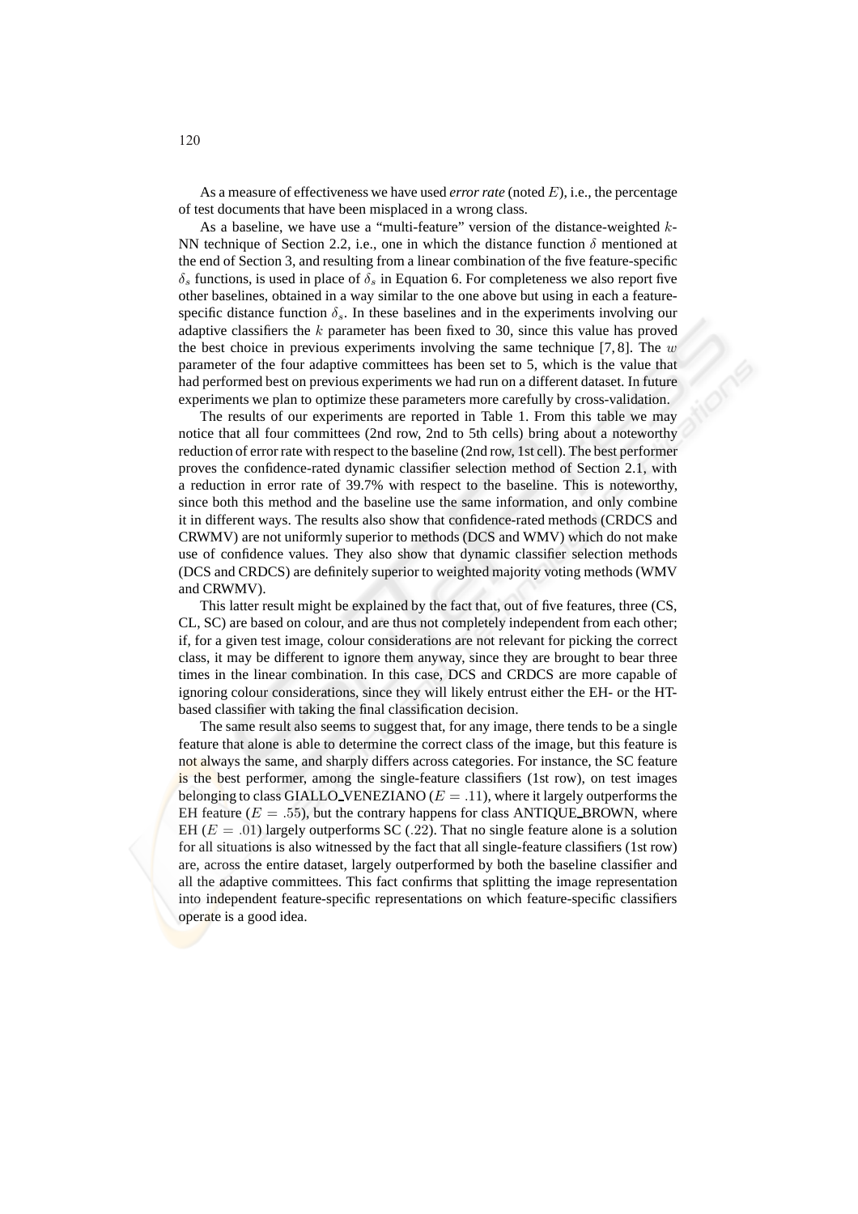As a measure of effectiveness we have used *error rate* (noted $E$), i.e., the percentage of test documents that have been misplaced in a wrong class.

As a baseline, we have use a "multi-feature" version of the distance-weighted $k$-NN technique of Section 2.2, i.e., one in which the distance function $\delta$ mentioned at the end of Section 3, and resulting from a linear combination of the five feature-specific $\delta_s$ functions, is used in place of $\delta_s$ in Equation 6. For completeness we also report five other baselines, obtained in a way similar to the one above but using in each a feature-specific distance function $\delta_s$. In these baselines and in the experiments involving our adaptive classifiers the $k$ parameter has been fixed to 30, since this value has proved the best choice in previous experiments involving the same technique [7, 8]. The $w$ parameter of the four adaptive committees has been set to 5, which is the value that had performed best on previous experiments we had run on a different dataset. In future experiments we plan to optimize these parameters more carefully by cross-validation.

The results of our experiments are reported in Table 1. From this table we may notice that all four committees (2nd row, 2nd to 5th cells) bring about a noteworthy reduction of error rate with respect to the baseline (2nd row, 1st cell). The best performer proves the confidence-rated dynamic classifier selection method of Section 2.1, with a reduction in error rate of 39.7% with respect to the baseline. This is noteworthy, since both this method and the baseline use the same information, and only combine it in different ways. The results also show that confidence-rated methods (CRDCS and CRWMV) are not uniformly superior to methods (DCS and WMV) which do not make use of confidence values. They also show that dynamic classifier selection methods (DCS and CRDCS) are definitely superior to weighted majority voting methods (WMV and CRWMV).

This latter result might be explained by the fact that, out of five features, three (CS, CL, SC) are based on colour, and are thus not completely independent from each other; if, for a given test image, colour considerations are not relevant for picking the correct class, it may be different to ignore them anyway, since they are brought to bear three times in the linear combination. In this case, DCS and CRDCS are more capable of ignoring colour considerations, since they will likely entrust either the EH- or the HT-based classifier with taking the final classification decision.

The same result also seems to suggest that, for any image, there tends to be a single feature that alone is able to determine the correct class of the image, but this feature is not always the same, and sharply differs across categories. For instance, the SC feature is the best performer, among the single-feature classifiers (1st row), on test images belonging to class GIALLO_VENEZIANO ($E = .11$), where it largely outperforms the EH feature ($E = .55$), but the contrary happens for class ANTIQUE_BROWN, where EH ($E = .01$) largely outperforms SC ($.22$). That no single feature alone is a solution for all situations is also witnessed by the fact that all single-feature classifiers (1st row) are, across the entire dataset, largely outperformed by both the baseline classifier and all the adaptive committees. This fact confirms that splitting the image representation into independent feature-specific representations on which feature-specific classifiers operate is a good idea.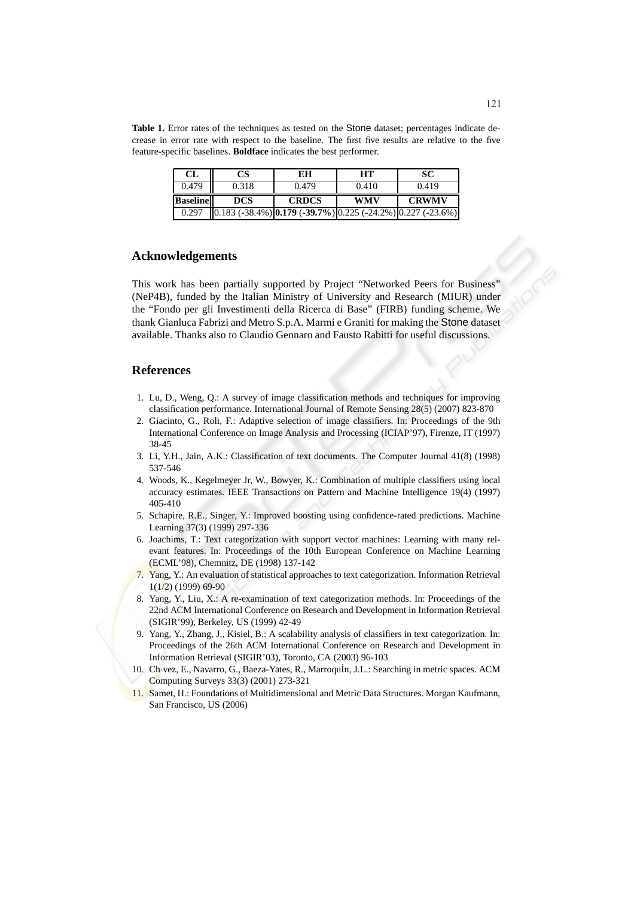**Table 1.** Error rates of the techniques as tested on the Stone dataset; percentages indicate decrease in error rate with respect to the baseline. The first five results are relative to the five feature-specific baselines. **Boldface** indicates the best performer.

| CL | CS | EH | HT | SC |
|---|---|---|---|---|
| 0.479 | 0.318 | 0.479 | 0.410 | 0.419 |
| **Baseline** | **DCS** | **CRDCS** | **WMV** | **CRWMV** |
| 0.297 | 0.183 (-38.4%) | **0.179 (-39.7%)** | 0.225 (-24.2%) | 0.227 (-23.6%) |

## Acknowledgements

This work has been partially supported by Project "Networked Peers for Business" (NeP4B), funded by the Italian Ministry of University and Research (MIUR) under the "Fondo per gli Investimenti della Ricerca di Base" (FIRB) funding scheme. We thank Gianluca Fabrizi and Metro S.p.A. Marmi e Graniti for making the Stone dataset available. Thanks also to Claudio Gennaro and Fausto Rabitti for useful discussions.

## References

1. Lu, D., Weng, Q.: A survey of image classification methods and techniques for improving classification performance. International Journal of Remote Sensing 28(5) (2007) 823-870
2. Giacinto, G., Roli, F.: Adaptive selection of image classifiers. In: Proceedings of the 9th International Conference on Image Analysis and Processing (ICIAP'97), Firenze, IT (1997) 38-45
3. Li, Y.H., Jain, A.K.: Classification of text documents. The Computer Journal 41(8) (1998) 537-546
4. Woods, K., Kegelmeyer Jr, W., Bowyer, K.: Combination of multiple classifiers using local accuracy estimates. IEEE Transactions on Pattern and Machine Intelligence 19(4) (1997) 405-410
5. Schapire, R.E., Singer, Y.: Improved boosting using confidence-rated predictions. Machine Learning 37(3) (1999) 297-336
6. Joachims, T.: Text categorization with support vector machines: Learning with many relevant features. In: Proceedings of the 10th European Conference on Machine Learning (ECML'98), Chemnitz, DE (1998) 137-142
7. Yang, Y.: An evaluation of statistical approaches to text categorization. Information Retrieval 1(1/2) (1999) 69-90
8. Yang, Y., Liu, X.: A re-examination of text categorization methods. In: Proceedings of the 22nd ACM International Conference on Research and Development in Information Retrieval (SIGIR'99), Berkeley, US (1999) 42-49
9. Yang, Y., Zhang, J., Kisiel, B.: A scalability analysis of classifiers in text categorization. In: Proceedings of the 26th ACM International Conference on Research and Development in Information Retrieval (SIGIR'03), Toronto, CA (2003) 96-103
10. Ch·vez, E., Navarro, G., Baeza-Yates, R., MarroquÌn, J.L.: Searching in metric spaces. ACM Computing Surveys 33(3) (2001) 273-321
11. Samet, H.: Foundations of Multidimensional and Metric Data Structures. Morgan Kaufmann, San Francisco, US (2006)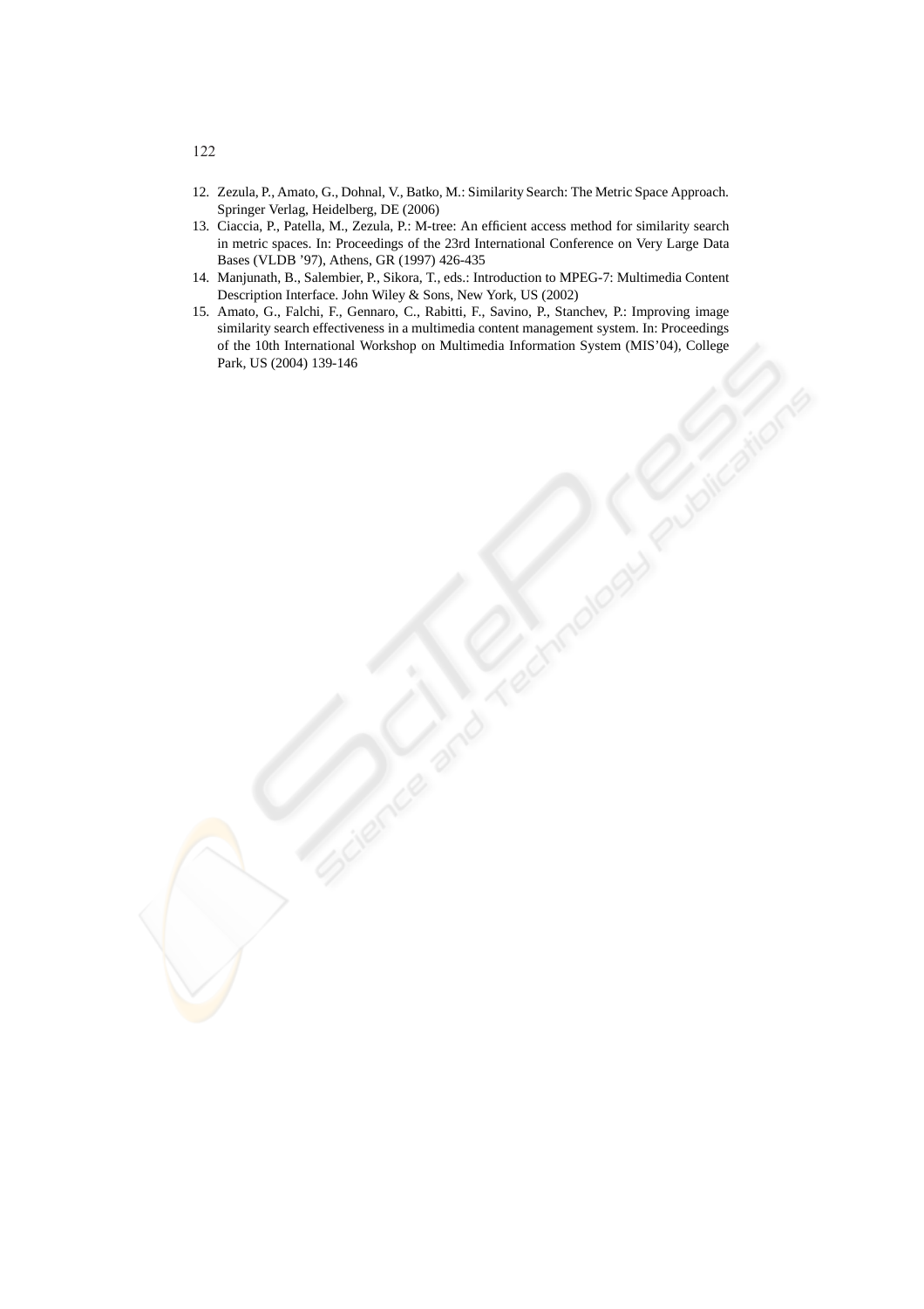12. Zezula, P., Amato, G., Dohnal, V., Batko, M.: Similarity Search: The Metric Space Approach. Springer Verlag, Heidelberg, DE (2006)
13. Ciaccia, P., Patella, M., Zezula, P.: M-tree: An efficient access method for similarity search in metric spaces. In: Proceedings of the 23rd International Conference on Very Large Data Bases (VLDB '97), Athens, GR (1997) 426-435
14. Manjunath, B., Salembier, P., Sikora, T., eds.: Introduction to MPEG-7: Multimedia Content Description Interface. John Wiley & Sons, New York, US (2002)
15. Amato, G., Falchi, F., Gennaro, C., Rabitti, F., Savino, P., Stanchev, P.: Improving image similarity search effectiveness in a multimedia content management system. In: Proceedings of the 10th International Workshop on Multimedia Information System (MIS'04), College Park, US (2004) 139-146